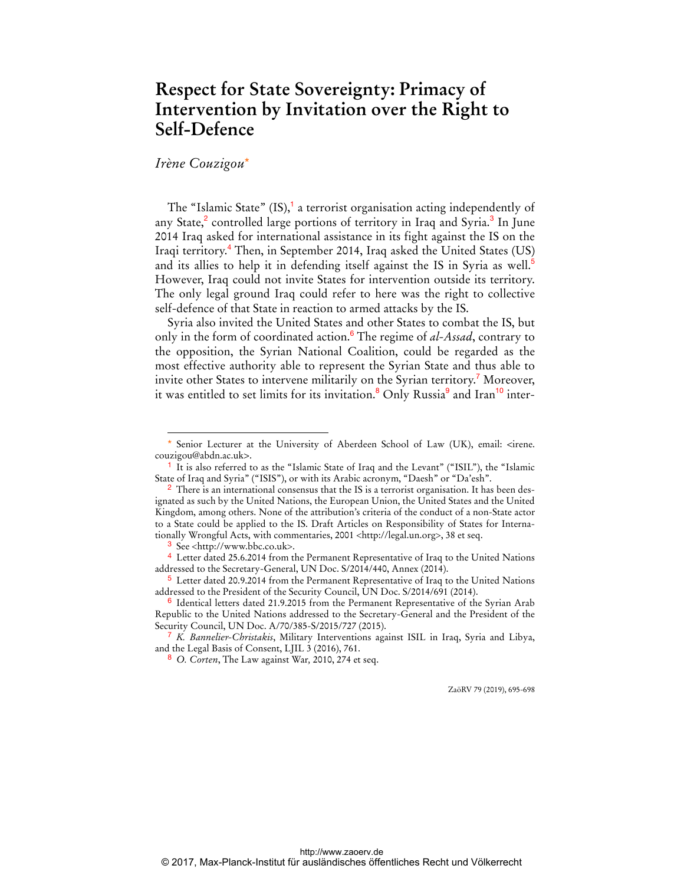# Respect for State Sovereignty: Primacy of Intervention by Invitation over the Right to Self-Defence

*Irène Couzigou*[*]

The "Islamic State" (IS),[1] a terrorist organisation acting independently of any State,[2] controlled large portions of territory in Iraq and Syria.[3] In June 2014 Iraq asked for international assistance in its fight against the IS on the Iraqi territory.[4] Then, in September 2014, Iraq asked the United States (US) and its allies to help it in defending itself against the IS in Syria as well.[5] However, Iraq could not invite States for intervention outside its territory. The only legal ground Iraq could refer to here was the right to collective self-defence of that State in reaction to armed attacks by the IS.

Syria also invited the United States and other States to combat the IS, but only in the form of coordinated action.[6] The regime of *al-Assad*, contrary to the opposition, the Syrian National Coalition, could be regarded as the most effective authority able to represent the Syrian State and thus able to invite other States to intervene militarily on the Syrian territory.[7] Moreover, it was entitled to set limits for its invitation.[8] Only Russia[9] and Iran[10] inter-

---

[*] Senior Lecturer at the University of Aberdeen School of Law (UK), email: <irene.couzigou@abdn.ac.uk>.

[1] It is also referred to as the "Islamic State of Iraq and the Levant" ("ISIL"), the "Islamic State of Iraq and Syria" ("ISIS"), or with its Arabic acronym, "Daesh" or "Da'esh".

[2] There is an international consensus that the IS is a terrorist organisation. It has been designated as such by the United Nations, the European Union, the United States and the United Kingdom, among others. None of the attribution's criteria of the conduct of a non-State actor to a State could be applied to the IS. Draft Articles on Responsibility of States for Internationally Wrongful Acts, with commentaries, 2001 <http://legal.un.org>, 38 et seq.

[3] See <http://www.bbc.co.uk>.

[4] Letter dated 25.6.2014 from the Permanent Representative of Iraq to the United Nations addressed to the Secretary-General, UN Doc. S/2014/440, Annex (2014).

[5] Letter dated 20.9.2014 from the Permanent Representative of Iraq to the United Nations addressed to the President of the Security Council, UN Doc. S/2014/691 (2014).

[6] Identical letters dated 21.9.2015 from the Permanent Representative of the Syrian Arab Republic to the United Nations addressed to the Secretary-General and the President of the Security Council, UN Doc. A/70/385-S/2015/727 (2015).

[7] *K. Bannelier-Christakis*, Military Interventions against ISIL in Iraq, Syria and Libya, and the Legal Basis of Consent, LJIL 3 (2016), 761.

[8] *O. Corten*, The Law against War, 2010, 274 et seq.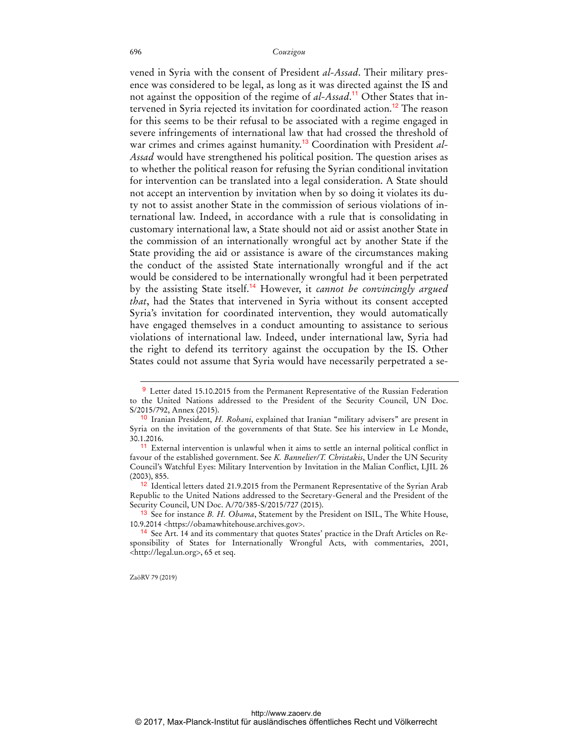vened in Syria with the consent of President *al-Assad*. Their military presence was considered to be legal, as long as it was directed against the IS and not against the opposition of the regime of *al-Assad*.[11] Other States that intervened in Syria rejected its invitation for coordinated action.[12] The reason for this seems to be their refusal to be associated with a regime engaged in severe infringements of international law that had crossed the threshold of war crimes and crimes against humanity.[13] Coordination with President *al-Assad* would have strengthened his political position. The question arises as to whether the political reason for refusing the Syrian conditional invitation for intervention can be translated into a legal consideration. A State should not accept an intervention by invitation when by so doing it violates its duty not to assist another State in the commission of serious violations of international law. Indeed, in accordance with a rule that is consolidating in customary international law, a State should not aid or assist another State in the commission of an internationally wrongful act by another State if the State providing the aid or assistance is aware of the circumstances making the conduct of the assisted State internationally wrongful and if the act would be considered to be internationally wrongful had it been perpetrated by the assisting State itself.[14] However, it *cannot be convincingly argued that*, had the States that intervened in Syria without its consent accepted Syria's invitation for coordinated intervention, they would automatically have engaged themselves in a conduct amounting to assistance to serious violations of international law. Indeed, under international law, Syria had the right to defend its territory against the occupation by the IS. Other States could not assume that Syria would have necessarily perpetrated a se-

---

[9] Letter dated 15.10.2015 from the Permanent Representative of the Russian Federation to the United Nations addressed to the President of the Security Council, UN Doc. S/2015/792, Annex (2015).

[10] Iranian President, *H. Rohani*, explained that Iranian "military advisers" are present in Syria on the invitation of the governments of that State. See his interview in Le Monde, 30.1.2016.

[11] External intervention is unlawful when it aims to settle an internal political conflict in favour of the established government. See *K. Bannelier/T. Christakis*, Under the UN Security Council's Watchful Eyes: Military Intervention by Invitation in the Malian Conflict, LJIL 26 (2003), 855.

[12] Identical letters dated 21.9.2015 from the Permanent Representative of the Syrian Arab Republic to the United Nations addressed to the Secretary-General and the President of the Security Council, UN Doc. A/70/385-S/2015/727 (2015).

[13] See for instance *B. H. Obama*, Statement by the President on ISIL, The White House, 10.9.2014 <https://obamawhitehouse.archives.gov>.

[14] See Art. 14 and its commentary that quotes States' practice in the Draft Articles on Responsibility of States for Internationally Wrongful Acts, with commentaries, 2001, <http://legal.un.org>, 65 et seq.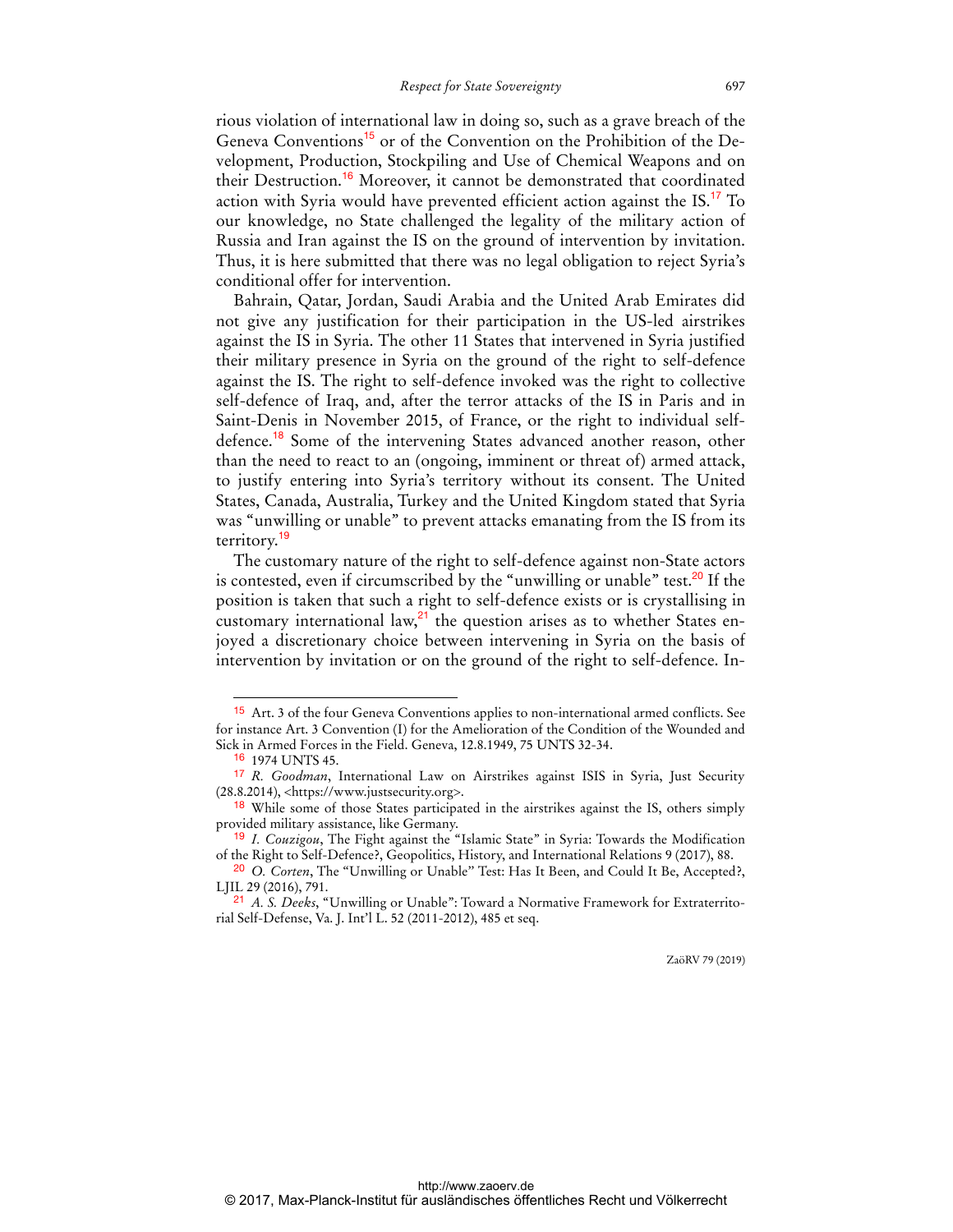rious violation of international law in doing so, such as a grave breach of the Geneva Conventions[15] or of the Convention on the Prohibition of the Development, Production, Stockpiling and Use of Chemical Weapons and on their Destruction.[16] Moreover, it cannot be demonstrated that coordinated action with Syria would have prevented efficient action against the IS.[17] To our knowledge, no State challenged the legality of the military action of Russia and Iran against the IS on the ground of intervention by invitation. Thus, it is here submitted that there was no legal obligation to reject Syria's conditional offer for intervention.

Bahrain, Qatar, Jordan, Saudi Arabia and the United Arab Emirates did not give any justification for their participation in the US-led airstrikes against the IS in Syria. The other 11 States that intervened in Syria justified their military presence in Syria on the ground of the right to self-defence against the IS. The right to self-defence invoked was the right to collective self-defence of Iraq, and, after the terror attacks of the IS in Paris and in Saint-Denis in November 2015, of France, or the right to individual self-defence.[18] Some of the intervening States advanced another reason, other than the need to react to an (ongoing, imminent or threat of) armed attack, to justify entering into Syria's territory without its consent. The United States, Canada, Australia, Turkey and the United Kingdom stated that Syria was "unwilling or unable" to prevent attacks emanating from the IS from its territory.[19]

The customary nature of the right to self-defence against non-State actors is contested, even if circumscribed by the "unwilling or unable" test.[20] If the position is taken that such a right to self-defence exists or is crystallising in customary international law,[21] the question arises as to whether States enjoyed a discretionary choice between intervening in Syria on the basis of intervention by invitation or on the ground of the right to self-defence. In-

---

[15] Art. 3 of the four Geneva Conventions applies to non-international armed conflicts. See for instance Art. 3 Convention (I) for the Amelioration of the Condition of the Wounded and Sick in Armed Forces in the Field. Geneva, 12.8.1949, 75 UNTS 32-34.

[16] 1974 UNTS 45.

[17] *R. Goodman*, International Law on Airstrikes against ISIS in Syria, Just Security (28.8.2014), <https://www.justsecurity.org>.

[18] While some of those States participated in the airstrikes against the IS, others simply provided military assistance, like Germany.

[19] *I. Couzigou*, The Fight against the "Islamic State" in Syria: Towards the Modification of the Right to Self-Defence?, Geopolitics, History, and International Relations 9 (2017), 88.

[20] *O. Corten*, The "Unwilling or Unable" Test: Has It Been, and Could It Be, Accepted?, LJIL 29 (2016), 791.

[21] *A. S. Deeks*, "Unwilling or Unable": Toward a Normative Framework for Extraterritorial Self-Defense, Va. J. Int'l L. 52 (2011-2012), 485 et seq.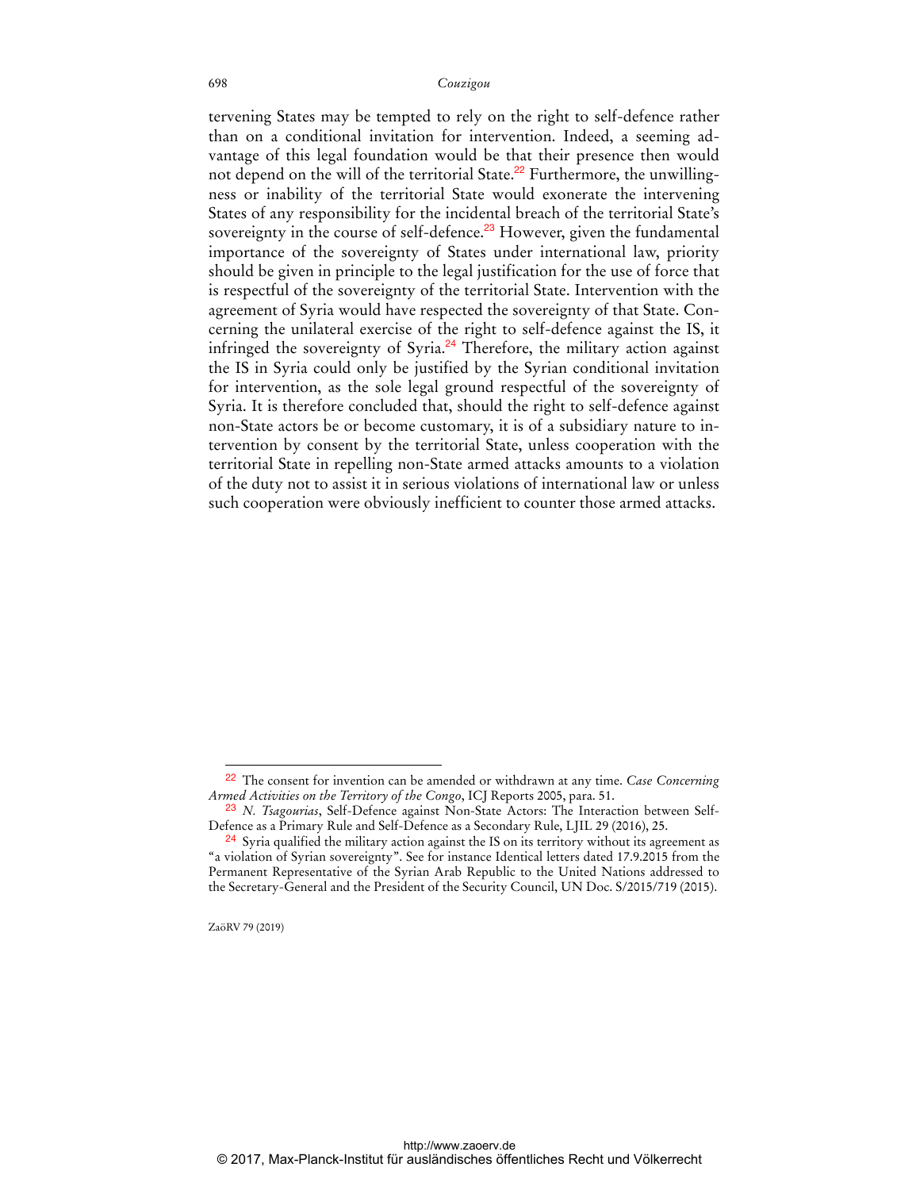tervening States may be tempted to rely on the right to self-defence rather than on a conditional invitation for intervention. Indeed, a seeming advantage of this legal foundation would be that their presence then would not depend on the will of the territorial State.[22] Furthermore, the unwillingness or inability of the territorial State would exonerate the intervening States of any responsibility for the incidental breach of the territorial State's sovereignty in the course of self-defence.[23] However, given the fundamental importance of the sovereignty of States under international law, priority should be given in principle to the legal justification for the use of force that is respectful of the sovereignty of the territorial State. Intervention with the agreement of Syria would have respected the sovereignty of that State. Concerning the unilateral exercise of the right to self-defence against the IS, it infringed the sovereignty of Syria.[24] Therefore, the military action against the IS in Syria could only be justified by the Syrian conditional invitation for intervention, as the sole legal ground respectful of the sovereignty of Syria. It is therefore concluded that, should the right to self-defence against non-State actors be or become customary, it is of a subsidiary nature to intervention by consent by the territorial State, unless cooperation with the territorial State in repelling non-State armed attacks amounts to a violation of the duty not to assist it in serious violations of international law or unless such cooperation were obviously inefficient to counter those armed attacks.

---

[22] The consent for invention can be amended or withdrawn at any time. *Case Concerning Armed Activities on the Territory of the Congo*, ICJ Reports 2005, para. 51.

[23] *N. Tsagourias*, Self-Defence against Non-State Actors: The Interaction between Self-Defence as a Primary Rule and Self-Defence as a Secondary Rule, LJIL 29 (2016), 25.

[24] Syria qualified the military action against the IS on its territory without its agreement as "a violation of Syrian sovereignty". See for instance Identical letters dated 17.9.2015 from the Permanent Representative of the Syrian Arab Republic to the United Nations addressed to the Secretary-General and the President of the Security Council, UN Doc. S/2015/719 (2015).